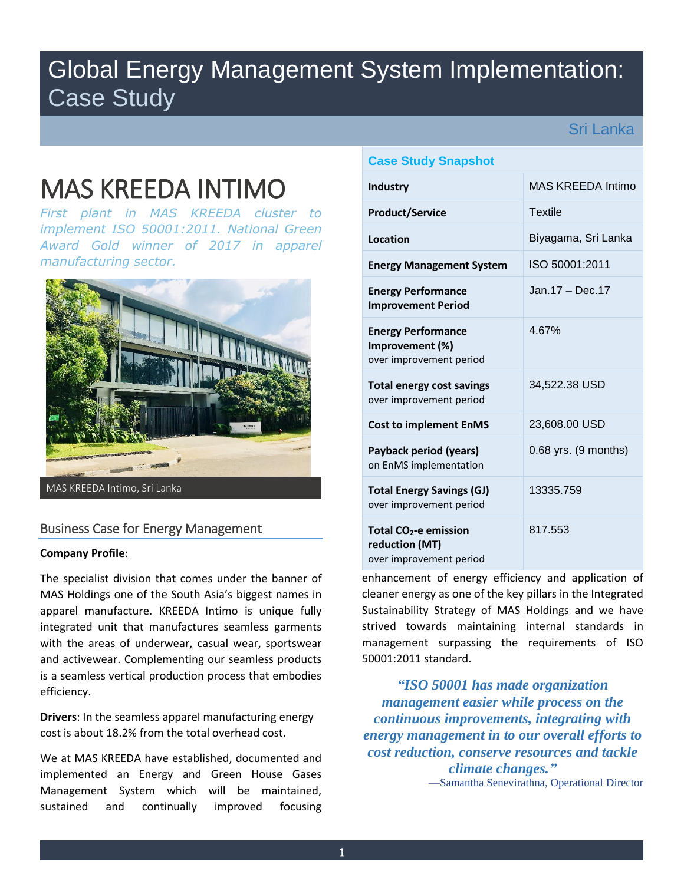# Global Energy Management System Implementation: Case Study

Sri Lanka

# MAS KREEDA INTIMO

*First plant in MAS KREEDA cluster to implement ISO 50001:2011. National Green Award Gold winner of 2017 in apparel manufacturing sector.*

MAS KREEDA Intimo, Sri Lanka

## Business Case for Energy Management

**Company Profile**:

The specialist division that comes under the banner of MAS Holdings one of the South Asia's biggest names in apparel manufacture. KREEDA Intimo is unique fully integrated unit that manufactures seamless garments with the areas of underwear, casual wear, sportswear and activewear. Complementing our seamless products is a seamless vertical production process that embodies efficiency.

**Drivers**: In the seamless apparel manufacturing energy cost is about 18.2% from the total overhead cost.

We at MAS KREEDA have established, documented and implemented an Energy and Green House Gases Management System which will be maintained, sustained and continually improved focusing enhancement of energy efficiency and application of cleaner energy as one of the key pillars in the Integrated Sustainability Strategy of MAS Holdings and we have strived towards maintaining internal standards in management surpassing the requirements of ISO 50001:2011 standard.

### Case Study Snapshot

| | |
|---|---|
| **Industry** | MAS KREEDA Intimo |
| **Product/Service** | Textile |
| **Location** | Biyagama, Sri Lanka |
| **Energy Management System** | ISO 50001:2011 |
| **Energy Performance Improvement Period** | Jan.17 – Dec.17 |
| **Energy Performance Improvement (%)** over improvement period | 4.67% |
| **Total energy cost savings** over improvement period | 34,522.38 USD |
| **Cost to implement EnMS** | 23,608.00 USD |
| **Payback period (years)** on EnMS implementation | 0.68 yrs. (9 months) |
| **Total Energy Savings (GJ)** over improvement period | 13335.759 |
| **Total $CO_2$-e emission reduction (MT)** over improvement period | 817.553 |

> ***"ISO 50001 has made organization management easier while process on the continuous improvements, integrating with energy management in to our overall efforts to cost reduction, conserve resources and tackle climate changes."***
>
> —Samantha Senevirathna, Operational Director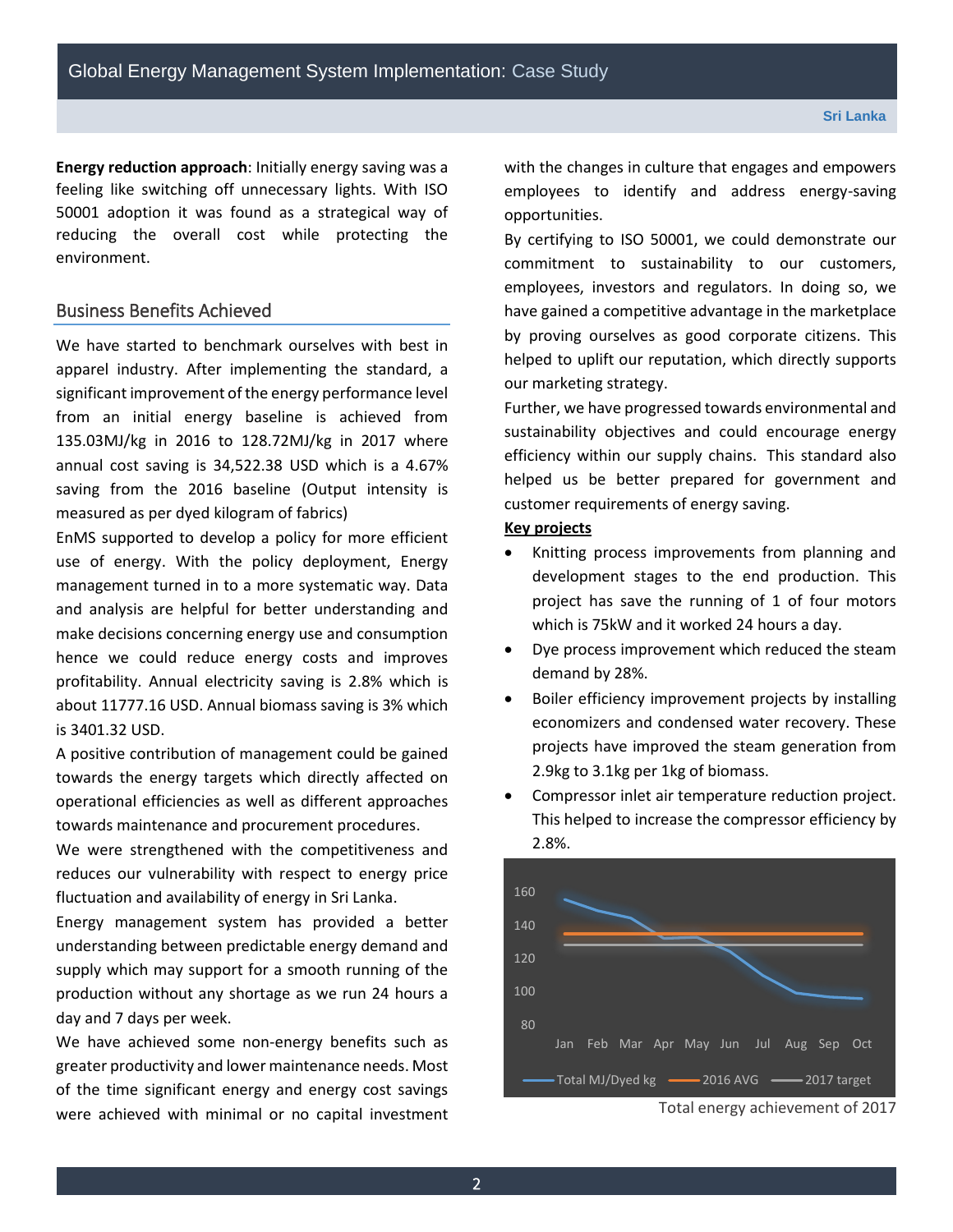**Energy reduction approach**: Initially energy saving was a feeling like switching off unnecessary lights. With ISO 50001 adoption it was found as a strategical way of reducing the overall cost while protecting the environment.

## Business Benefits Achieved

We have started to benchmark ourselves with best in apparel industry. After implementing the standard, a significant improvement of the energy performance level from an initial energy baseline is achieved from 135.03MJ/kg in 2016 to 128.72MJ/kg in 2017 where annual cost saving is 34,522.38 USD which is a 4.67% saving from the 2016 baseline (Output intensity is measured as per dyed kilogram of fabrics)

EnMS supported to develop a policy for more efficient use of energy. With the policy deployment, Energy management turned in to a more systematic way. Data and analysis are helpful for better understanding and make decisions concerning energy use and consumption hence we could reduce energy costs and improves profitability. Annual electricity saving is 2.8% which is about 11777.16 USD. Annual biomass saving is 3% which is 3401.32 USD.

A positive contribution of management could be gained towards the energy targets which directly affected on operational efficiencies as well as different approaches towards maintenance and procurement procedures.

We were strengthened with the competitiveness and reduces our vulnerability with respect to energy price fluctuation and availability of energy in Sri Lanka.

Energy management system has provided a better understanding between predictable energy demand and supply which may support for a smooth running of the production without any shortage as we run 24 hours a day and 7 days per week.

We have achieved some non-energy benefits such as greater productivity and lower maintenance needs. Most of the time significant energy and energy cost savings were achieved with minimal or no capital investment with the changes in culture that engages and empowers employees to identify and address energy-saving opportunities.

By certifying to ISO 50001, we could demonstrate our commitment to sustainability to our customers, employees, investors and regulators. In doing so, we have gained a competitive advantage in the marketplace by proving ourselves as good corporate citizens. This helped to uplift our reputation, which directly supports our marketing strategy.

Further, we have progressed towards environmental and sustainability objectives and could encourage energy efficiency within our supply chains. This standard also helped us be better prepared for government and customer requirements of energy saving.

**Key projects**

- Knitting process improvements from planning and development stages to the end production. This project has save the running of 1 of four motors which is 75kW and it worked 24 hours a day.
- Dye process improvement which reduced the steam demand by 28%.
- Boiler efficiency improvement projects by installing economizers and condensed water recovery. These projects have improved the steam generation from 2.9kg to 3.1kg per 1kg of biomass.
- Compressor inlet air temperature reduction project. This helped to increase the compressor efficiency by 2.8%.

Total energy achievement of 2017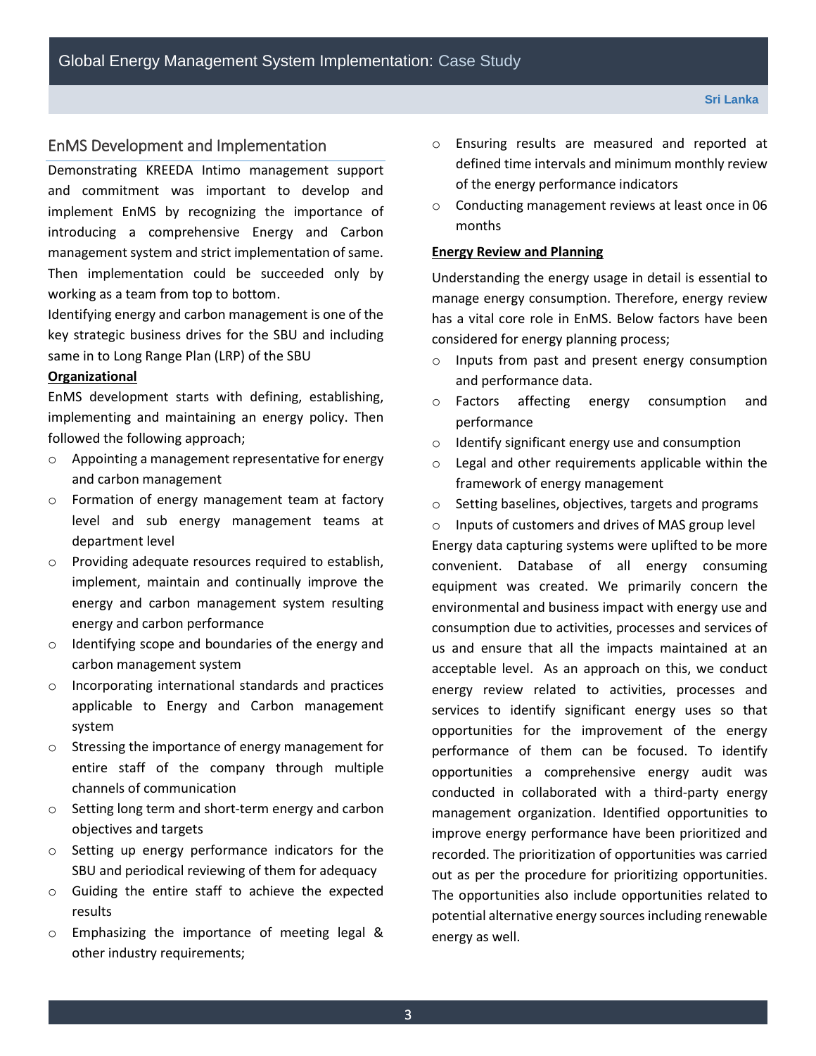## EnMS Development and Implementation

Demonstrating KREEDA Intimo management support and commitment was important to develop and implement EnMS by recognizing the importance of introducing a comprehensive Energy and Carbon management system and strict implementation of same. Then implementation could be succeeded only by working as a team from top to bottom.

Identifying energy and carbon management is one of the key strategic business drives for the SBU and including same in to Long Range Plan (LRP) of the SBU

**Organizational**

EnMS development starts with defining, establishing, implementing and maintaining an energy policy. Then followed the following approach;

- Appointing a management representative for energy and carbon management
- Formation of energy management team at factory level and sub energy management teams at department level
- Providing adequate resources required to establish, implement, maintain and continually improve the energy and carbon management system resulting energy and carbon performance
- Identifying scope and boundaries of the energy and carbon management system
- Incorporating international standards and practices applicable to Energy and Carbon management system
- Stressing the importance of energy management for entire staff of the company through multiple channels of communication
- Setting long term and short-term energy and carbon objectives and targets
- Setting up energy performance indicators for the SBU and periodical reviewing of them for adequacy
- Guiding the entire staff to achieve the expected results
- Emphasizing the importance of meeting legal & other industry requirements;
- Ensuring results are measured and reported at defined time intervals and minimum monthly review of the energy performance indicators
- Conducting management reviews at least once in 06 months

**Energy Review and Planning**

Understanding the energy usage in detail is essential to manage energy consumption. Therefore, energy review has a vital core role in EnMS. Below factors have been considered for energy planning process;

- Inputs from past and present energy consumption and performance data.
- Factors affecting energy consumption and performance
- Identify significant energy use and consumption
- Legal and other requirements applicable within the framework of energy management
- Setting baselines, objectives, targets and programs
- Inputs of customers and drives of MAS group level

Energy data capturing systems were uplifted to be more convenient. Database of all energy consuming equipment was created. We primarily concern the environmental and business impact with energy use and consumption due to activities, processes and services of us and ensure that all the impacts maintained at an acceptable level. As an approach on this, we conduct energy review related to activities, processes and services to identify significant energy uses so that opportunities for the improvement of the energy performance of them can be focused. To identify opportunities a comprehensive energy audit was conducted in collaborated with a third-party energy management organization. Identified opportunities to improve energy performance have been prioritized and recorded. The prioritization of opportunities was carried out as per the procedure for prioritizing opportunities. The opportunities also include opportunities related to potential alternative energy sources including renewable energy as well.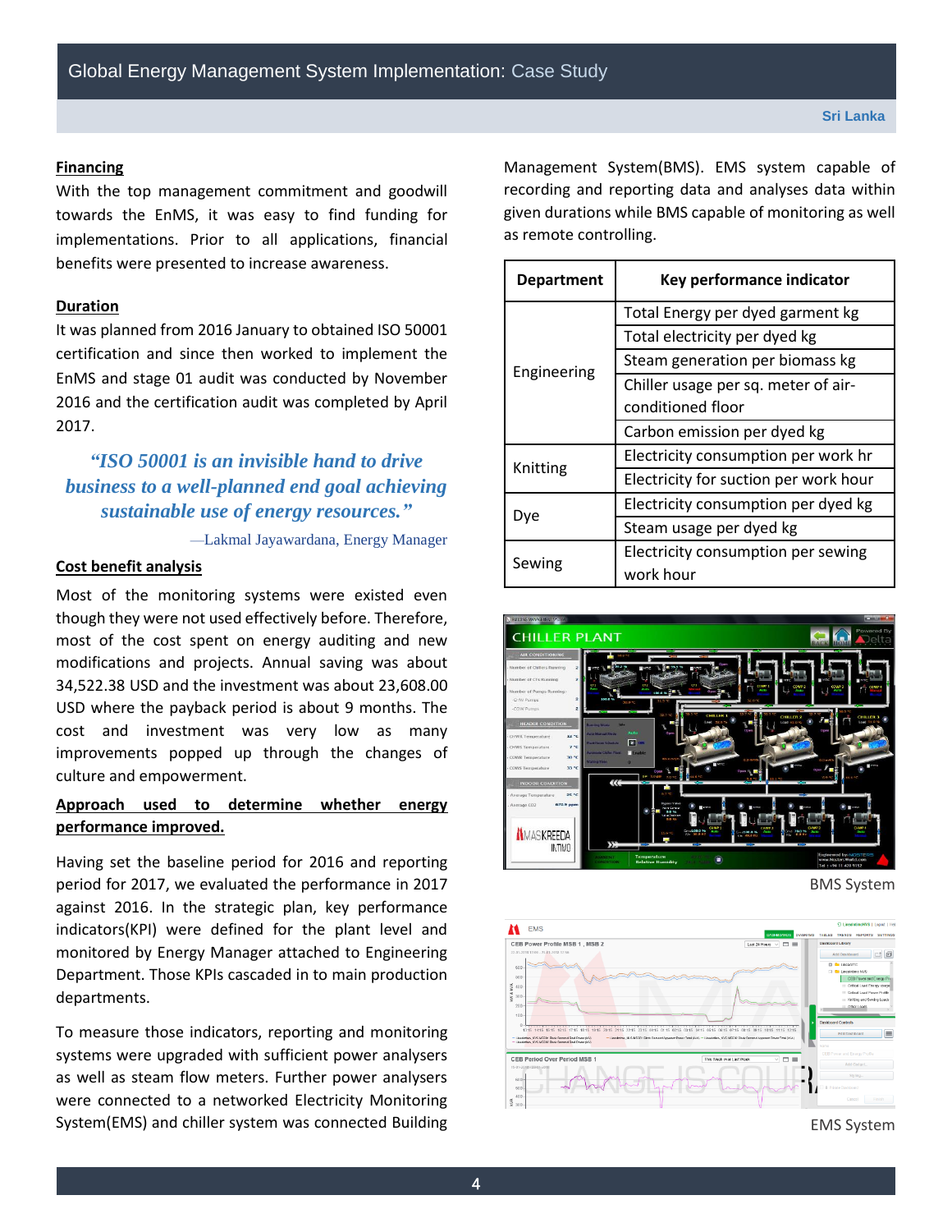#### Financing

With the top management commitment and goodwill towards the EnMS, it was easy to find funding for implementations. Prior to all applications, financial benefits were presented to increase awareness.

#### Duration

It was planned from 2016 January to obtained ISO 50001 certification and since then worked to implement the EnMS and stage 01 audit was conducted by November 2016 and the certification audit was completed by April 2017.

> *"ISO 50001 is an invisible hand to drive business to a well-planned end goal achieving sustainable use of energy resources."*
>
> —Lakmal Jayawardana, Energy Manager

#### Cost benefit analysis

Most of the monitoring systems were existed even though they were not used effectively before. Therefore, most of the cost spent on energy auditing and new modifications and projects. Annual saving was about 34,522.38 USD and the investment was about 23,608.00 USD where the payback period is about 9 months. The cost and investment was very low as many improvements popped up through the changes of culture and empowerment.

#### Approach used to determine whether energy performance improved.

Having set the baseline period for 2016 and reporting period for 2017, we evaluated the performance in 2017 against 2016. In the strategic plan, key performance indicators(KPI) were defined for the plant level and monitored by Energy Manager attached to Engineering Department. Those KPIs cascaded in to main production departments.

To measure those indicators, reporting and monitoring systems were upgraded with sufficient power analysers as well as steam flow meters. Further power analysers were connected to a networked Electricity Monitoring System(EMS) and chiller system was connected Building Management System(BMS). EMS system capable of recording and reporting data and analyses data within given durations while BMS capable of monitoring as well as remote controlling.

| Department | Key performance indicator |
|---|---|
| Engineering | Total Energy per dyed garment kg |
| | Total electricity per dyed kg |
| | Steam generation per biomass kg |
| | Chiller usage per sq. meter of air-conditioned floor |
| | Carbon emission per dyed kg |
| Knitting | Electricity consumption per work hr |
| | Electricity for suction per work hour |
| Dye | Electricity consumption per dyed kg |
| | Steam usage per dyed kg |
| Sewing | Electricity consumption per sewing work hour |

BMS System

EMS System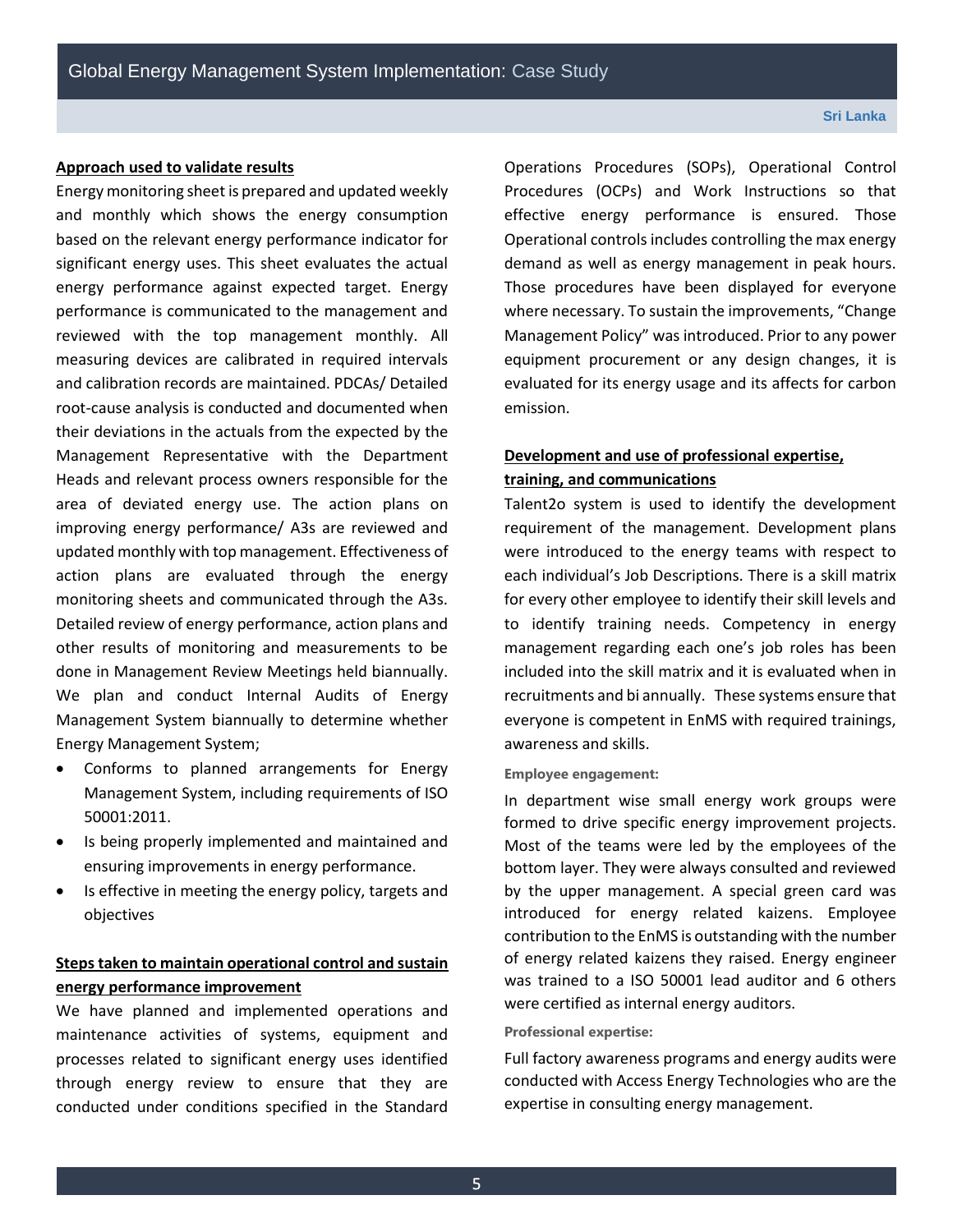## Approach used to validate results

Energy monitoring sheet is prepared and updated weekly and monthly which shows the energy consumption based on the relevant energy performance indicator for significant energy uses. This sheet evaluates the actual energy performance against expected target. Energy performance is communicated to the management and reviewed with the top management monthly. All measuring devices are calibrated in required intervals and calibration records are maintained. PDCAs/ Detailed root-cause analysis is conducted and documented when their deviations in the actuals from the expected by the Management Representative with the Department Heads and relevant process owners responsible for the area of deviated energy use. The action plans on improving energy performance/ A3s are reviewed and updated monthly with top management. Effectiveness of action plans are evaluated through the energy monitoring sheets and communicated through the A3s. Detailed review of energy performance, action plans and other results of monitoring and measurements to be done in Management Review Meetings held biannually. We plan and conduct Internal Audits of Energy Management System biannually to determine whether Energy Management System;

- Conforms to planned arrangements for Energy Management System, including requirements of ISO 50001:2011.
- Is being properly implemented and maintained and ensuring improvements in energy performance.
- Is effective in meeting the energy policy, targets and objectives

## Steps taken to maintain operational control and sustain energy performance improvement

We have planned and implemented operations and maintenance activities of systems, equipment and processes related to significant energy uses identified through energy review to ensure that they are conducted under conditions specified in the Standard Operations Procedures (SOPs), Operational Control Procedures (OCPs) and Work Instructions so that effective energy performance is ensured. Those Operational controls includes controlling the max energy demand as well as energy management in peak hours. Those procedures have been displayed for everyone where necessary. To sustain the improvements, "Change Management Policy" was introduced. Prior to any power equipment procurement or any design changes, it is evaluated for its energy usage and its affects for carbon emission.

## Development and use of professional expertise, training, and communications

Talent2o system is used to identify the development requirement of the management. Development plans were introduced to the energy teams with respect to each individual's Job Descriptions. There is a skill matrix for every other employee to identify their skill levels and to identify training needs. Competency in energy management regarding each one's job roles has been included into the skill matrix and it is evaluated when in recruitments and bi annually. These systems ensure that everyone is competent in EnMS with required trainings, awareness and skills.

### Employee engagement:

In department wise small energy work groups were formed to drive specific energy improvement projects. Most of the teams were led by the employees of the bottom layer. They were always consulted and reviewed by the upper management. A special green card was introduced for energy related kaizens. Employee contribution to the EnMS is outstanding with the number of energy related kaizens they raised. Energy engineer was trained to a ISO 50001 lead auditor and 6 others were certified as internal energy auditors.

### Professional expertise:

Full factory awareness programs and energy audits were conducted with Access Energy Technologies who are the expertise in consulting energy management.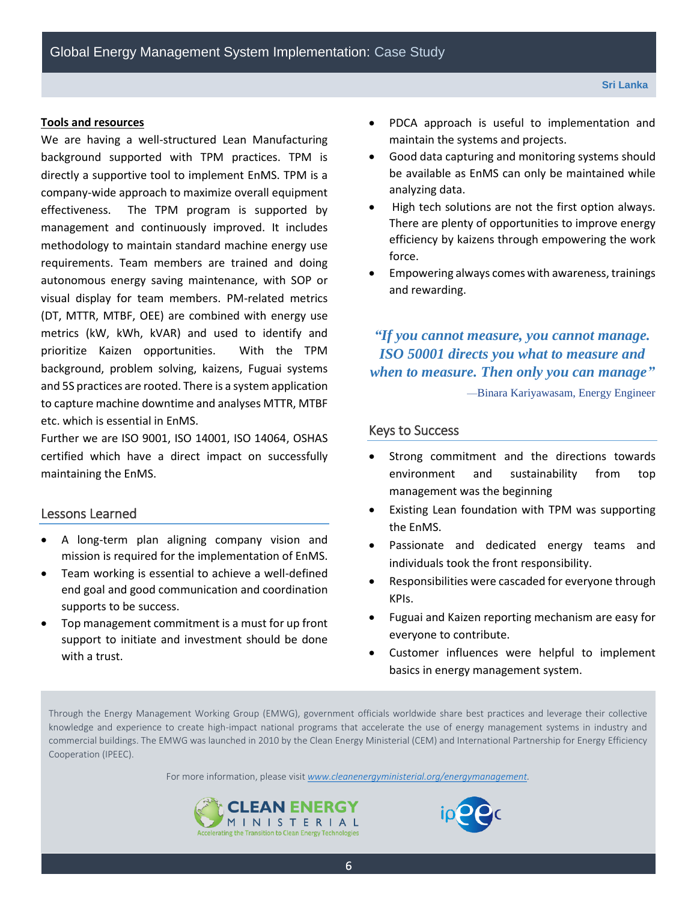**Tools and resources**

We are having a well-structured Lean Manufacturing background supported with TPM practices. TPM is directly a supportive tool to implement EnMS. TPM is a company-wide approach to maximize overall equipment effectiveness. The TPM program is supported by management and continuously improved. It includes methodology to maintain standard machine energy use requirements. Team members are trained and doing autonomous energy saving maintenance, with SOP or visual display for team members. PM-related metrics (DT, MTTR, MTBF, OEE) are combined with energy use metrics (kW, kWh, kVAR) and used to identify and prioritize Kaizen opportunities. With the TPM background, problem solving, kaizens, Fuguai systems and 5S practices are rooted. There is a system application to capture machine downtime and analyses MTTR, MTBF etc. which is essential in EnMS.

Further we are ISO 9001, ISO 14001, ISO 14064, OSHAS certified which have a direct impact on successfully maintaining the EnMS.

## Lessons Learned

- A long-term plan aligning company vision and mission is required for the implementation of EnMS.
- Team working is essential to achieve a well-defined end goal and good communication and coordination supports to be success.
- Top management commitment is a must for up front support to initiate and investment should be done with a trust.
- PDCA approach is useful to implementation and maintain the systems and projects.
- Good data capturing and monitoring systems should be available as EnMS can only be maintained while analyzing data.
- High tech solutions are not the first option always. There are plenty of opportunities to improve energy efficiency by kaizens through empowering the work force.
- Empowering always comes with awareness, trainings and rewarding.

> ***"If you cannot measure, you cannot manage. ISO 50001 directs you what to measure and when to measure. Then only you can manage"***
>
> —Binara Kariyawasam, Energy Engineer

## Keys to Success

- Strong commitment and the directions towards environment and sustainability from top management was the beginning
- Existing Lean foundation with TPM was supporting the EnMS.
- Passionate and dedicated energy teams and individuals took the front responsibility.
- Responsibilities were cascaded for everyone through KPIs.
- Fuguai and Kaizen reporting mechanism are easy for everyone to contribute.
- Customer influences were helpful to implement basics in energy management system.

Through the Energy Management Working Group (EMWG), government officials worldwide share best practices and leverage their collective knowledge and experience to create high-impact national programs that accelerate the use of energy management systems in industry and commercial buildings. The EMWG was launched in 2010 by the Clean Energy Ministerial (CEM) and International Partnership for Energy Efficiency Cooperation (IPEEC).

For more information, please visit *www.cleanenergyministerial.org/energymanagement*.

CLEAN ENERGY MINISTERIAL — Accelerating the Transition to Clean Energy Technologies

ipeec